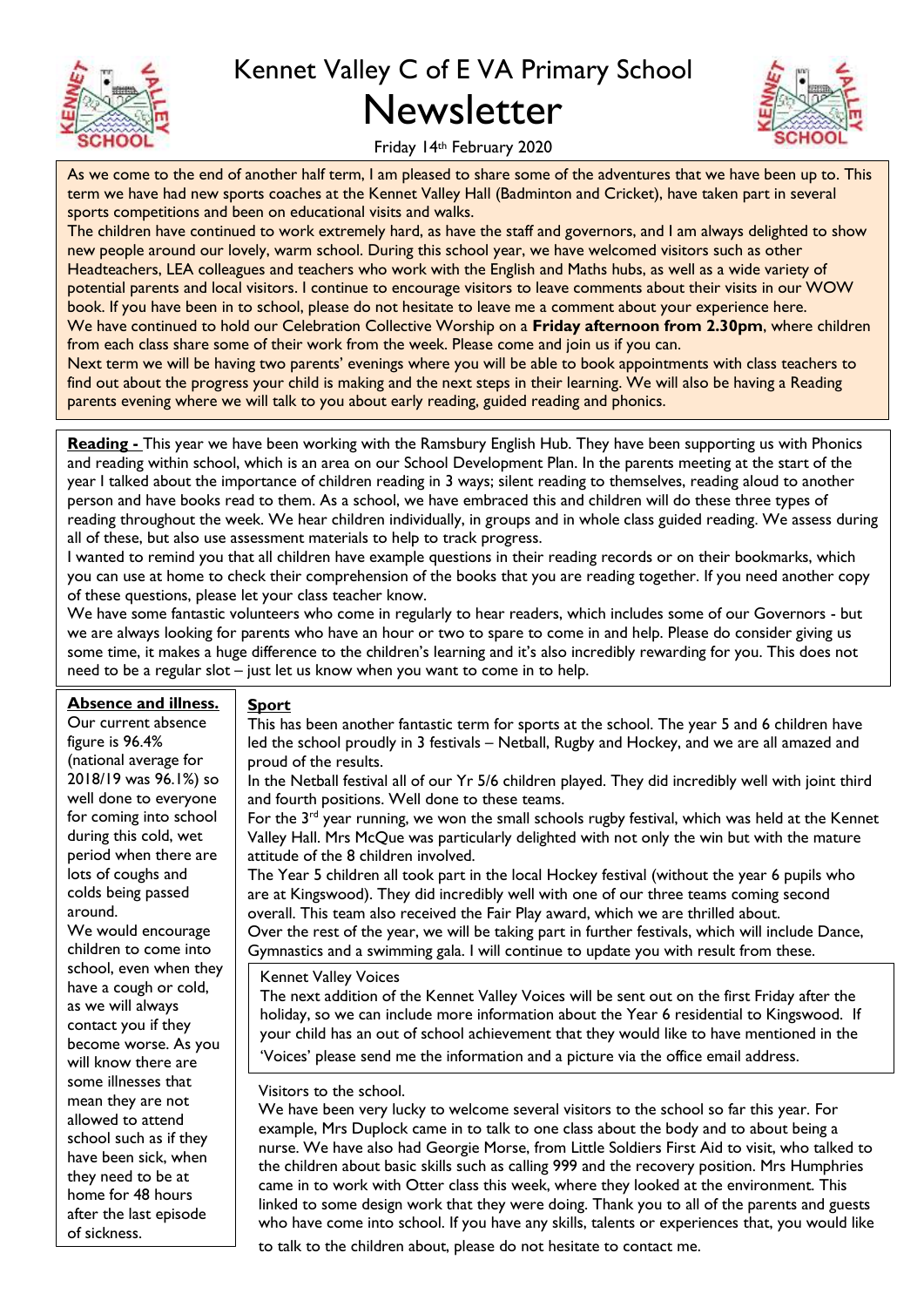# Kennet Valley C of E VA Primary School

# Newsletter

Friday 14th February 2020

As we come to the end of another half term, I am pleased to share some of the adventures that we have been up to. This term we have had new sports coaches at the Kennet Valley Hall (Badminton and Cricket), have taken part in several sports competitions and been on educational visits and walks.

The children have continued to work extremely hard, as have the staff and governors, and I am always delighted to show new people around our lovely, warm school. During this school year, we have welcomed visitors such as other Headteachers, LEA colleagues and teachers who work with the English and Maths hubs, as well as a wide variety of potential parents and local visitors. I continue to encourage visitors to leave comments about their visits in our WOW book. If you have been in to school, please do not hesitate to leave me a comment about your experience here.

We have continued to hold our Celebration Collective Worship on a **Friday afternoon from 2.30pm**, where children from each class share some of their work from the week. Please come and join us if you can.

Next term we will be having two parents' evenings where you will be able to book appointments with class teachers to find out about the progress your child is making and the next steps in their learning. We will also be having a Reading parents evening where we will talk to you about early reading, guided reading and phonics.

**Reading -** This year we have been working with the Ramsbury English Hub. They have been supporting us with Phonics and reading within school, which is an area on our School Development Plan. In the parents meeting at the start of the year I talked about the importance of children reading in 3 ways; silent reading to themselves, reading aloud to another person and have books read to them. As a school, we have embraced this and children will do these three types of reading throughout the week. We hear children individually, in groups and in whole class guided reading. We assess during all of these, but also use assessment materials to help to track progress.

I wanted to remind you that all children have example questions in their reading records or on their bookmarks, which you can use at home to check their comprehension of the books that you are reading together. If you need another copy of these questions, please let your class teacher know.

We have some fantastic volunteers who come in regularly to hear readers, which includes some of our Governors - but we are always looking for parents who have an hour or two to spare to come in and help. Please do consider giving us some time, it makes a huge difference to the children's learning and it's also incredibly rewarding for you. This does not need to be a regular slot – just let us know when you want to come in to help.

**Absence and illness.**

Our current absence figure is 96.4% (national average for 2018/19 was 96.1%) so well done to everyone for coming into school during this cold, wet period when there are lots of coughs and colds being passed around.

We would encourage children to come into school, even when they have a cough or cold, as we will always contact you if they become worse. As you will know there are some illnesses that mean they are not allowed to attend school such as if they have been sick, when they need to be at home for 48 hours after the last episode of sickness.

**Sport**

This has been another fantastic term for sports at the school. The year 5 and 6 children have led the school proudly in 3 festivals – Netball, Rugby and Hockey, and we are all amazed and proud of the results.

In the Netball festival all of our Yr 5/6 children played. They did incredibly well with joint third and fourth positions. Well done to these teams.

For the 3rd year running, we won the small schools rugby festival, which was held at the Kennet Valley Hall. Mrs McQue was particularly delighted with not only the win but with the mature attitude of the 8 children involved.

The Year 5 children all took part in the local Hockey festival (without the year 6 pupils who are at Kingswood). They did incredibly well with one of our three teams coming second overall. This team also received the Fair Play award, which we are thrilled about.

Over the rest of the year, we will be taking part in further festivals, which will include Dance, Gymnastics and a swimming gala. I will continue to update you with result from these.

Kennet Valley Voices

The next addition of the Kennet Valley Voices will be sent out on the first Friday after the holiday, so we can include more information about the Year 6 residential to Kingswood. If your child has an out of school achievement that they would like to have mentioned in the 'Voices' please send me the information and a picture via the office email address.

Visitors to the school.

We have been very lucky to welcome several visitors to the school so far this year. For example, Mrs Duplock came in to talk to one class about the body and to about being a nurse. We have also had Georgie Morse, from Little Soldiers First Aid to visit, who talked to the children about basic skills such as calling 999 and the recovery position. Mrs Humphries came in to work with Otter class this week, where they looked at the environment. This linked to some design work that they were doing. Thank you to all of the parents and guests who have come into school. If you have any skills, talents or experiences that, you would like to talk to the children about, please do not hesitate to contact me.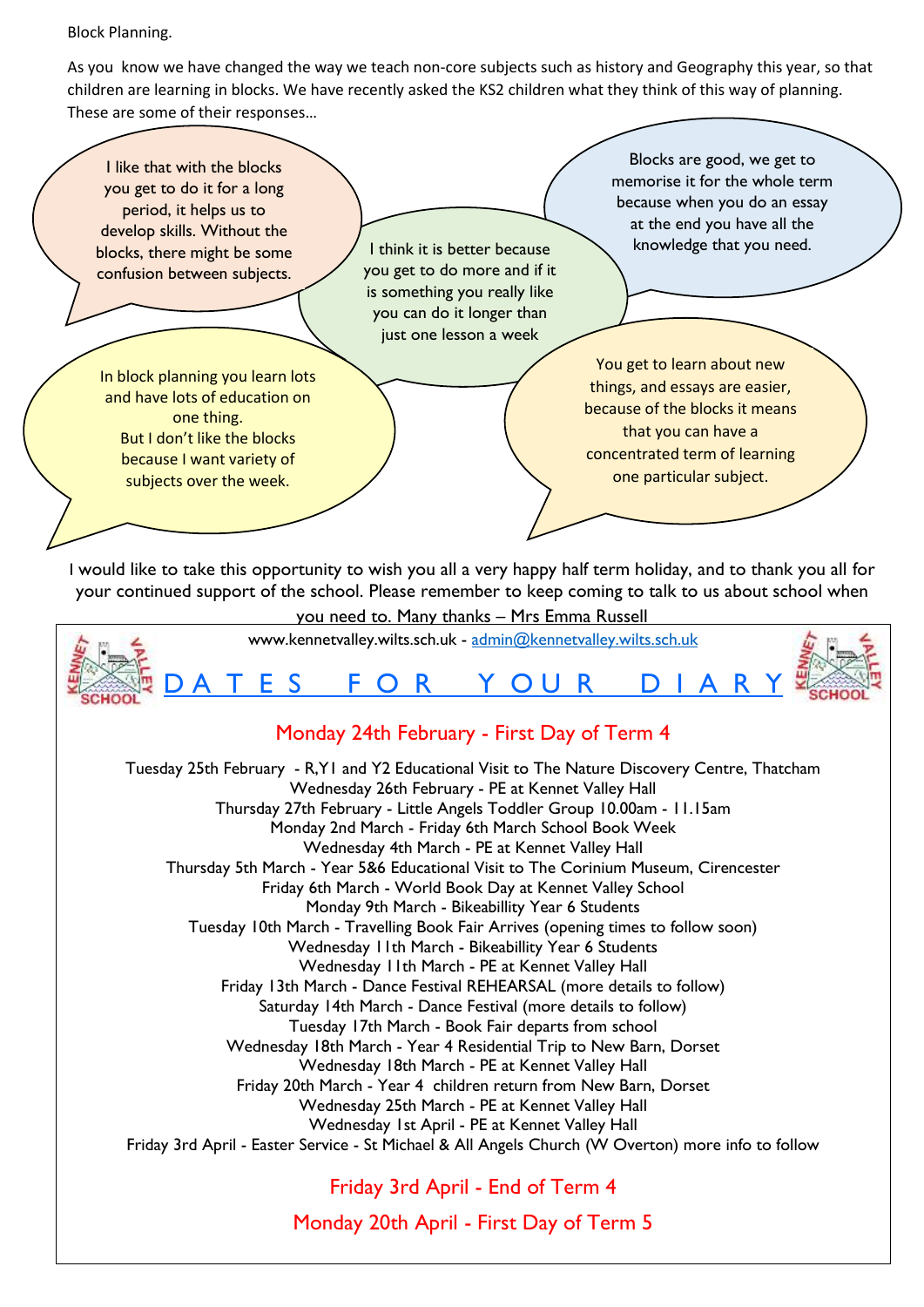Block Planning.

As you know we have changed the way we teach non-core subjects such as history and Geography this year, so that children are learning in blocks. We have recently asked the KS2 children what they think of this way of planning. These are some of their responses…

I like that with the blocks you get to do it for a long period, it helps us to develop skills. Without the blocks, there might be some confusion between subjects.

I think it is better because you get to do more and if it is something you really like you can do it longer than just one lesson a week

Blocks are good, we get to memorise it for the whole term because when you do an essay at the end you have all the knowledge that you need.

In block planning you learn lots and have lots of education on one thing. But I don't like the blocks because I want variety of subjects over the week.

You get to learn about new things, and essays are easier, because of the blocks it means that you can have a concentrated term of learning one particular subject.

I would like to take this opportunity to wish you all a very happy half term holiday, and to thank you all for your continued support of the school. Please remember to keep coming to talk to us about school when you need to. Many thanks – Mrs Emma Russell

www.kennetvalley.wilts.sch.uk - admin@kennetvalley.wilts.sch.uk

## D A T E S  F O R  Y O U R  D I A R Y

### Monday 24th February - First Day of Term 4

Tuesday 25th February - R,Y1 and Y2 Educational Visit to The Nature Discovery Centre, Thatcham
Wednesday 26th February - PE at Kennet Valley Hall
Thursday 27th February - Little Angels Toddler Group 10.00am - 11.15am
Monday 2nd March - Friday 6th March School Book Week
Wednesday 4th March - PE at Kennet Valley Hall
Thursday 5th March - Year 5&6 Educational Visit to The Corinium Museum, Cirencester
Friday 6th March - World Book Day at Kennet Valley School
Monday 9th March - Bikeabillity Year 6 Students
Tuesday 10th March - Travelling Book Fair Arrives (opening times to follow soon)
Wednesday 11th March - Bikeabillity Year 6 Students
Wednesday 11th March - PE at Kennet Valley Hall
Friday 13th March - Dance Festival REHEARSAL (more details to follow)
Saturday 14th March - Dance Festival (more details to follow)
Tuesday 17th March - Book Fair departs from school
Wednesday 18th March - Year 4 Residential Trip to New Barn, Dorset
Wednesday 18th March - PE at Kennet Valley Hall
Friday 20th March - Year 4 children return from New Barn, Dorset
Wednesday 25th March - PE at Kennet Valley Hall
Wednesday 1st April - PE at Kennet Valley Hall
Friday 3rd April - Easter Service - St Michael & All Angels Church (W Overton) more info to follow

### Friday 3rd April - End of Term 4

### Monday 20th April - First Day of Term 5